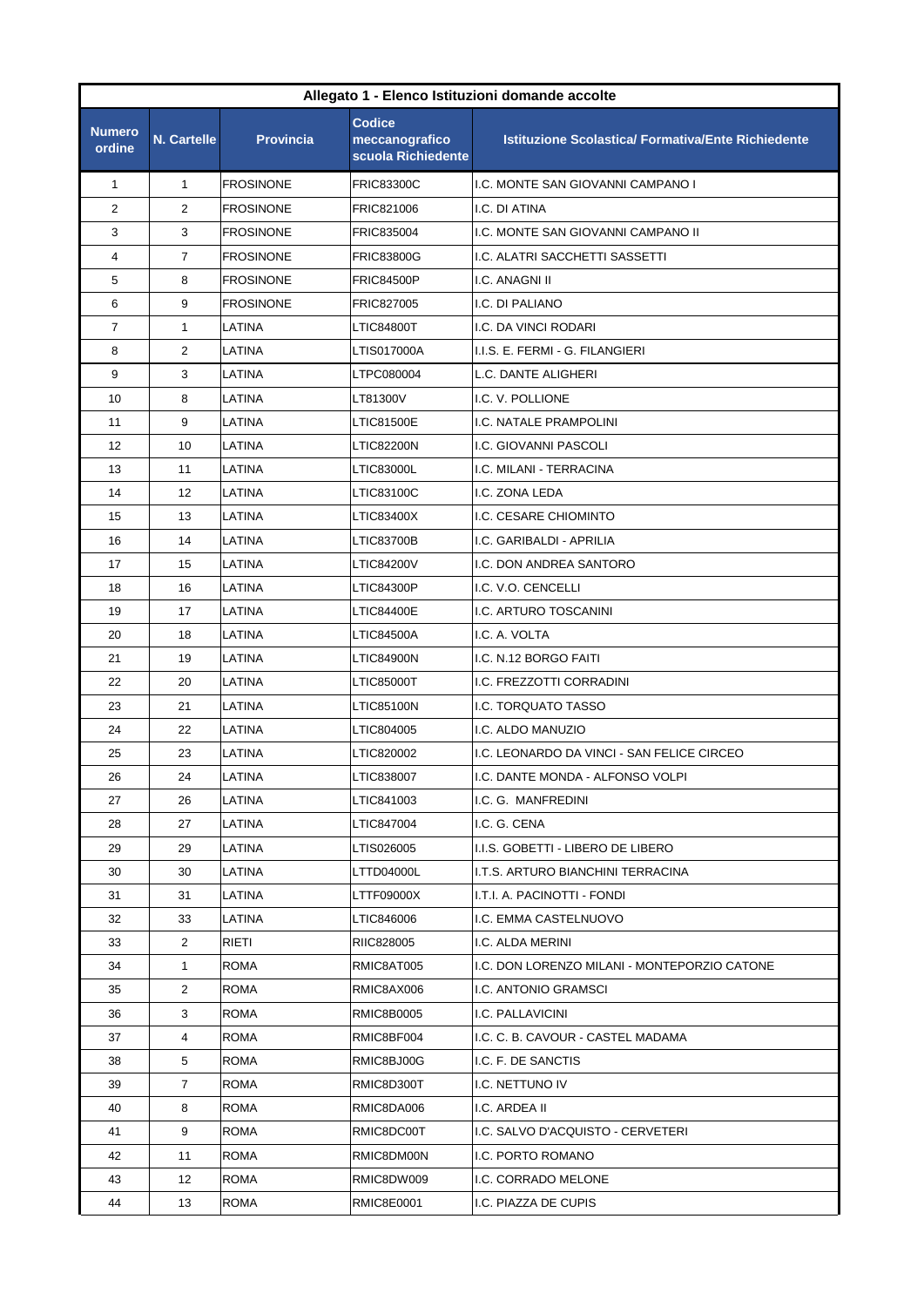| Allegato 1 - Elenco Istituzioni domande accolte | | | | |
|---|---|---|---|---|
| **Numero ordine** | **N. Cartelle** | **Provincia** | **Codice meccanografico scuola Richiedente** | **Istituzione Scolastica/ Formativa/Ente Richiedente** |
| 1 | 1 | FROSINONE | FRIC83300C | I.C. MONTE SAN GIOVANNI CAMPANO I |
| 2 | 2 | FROSINONE | FRIC821006 | I.C. DI ATINA |
| 3 | 3 | FROSINONE | FRIC835004 | I.C. MONTE SAN GIOVANNI CAMPANO II |
| 4 | 7 | FROSINONE | FRIC83800G | I.C. ALATRI SACCHETTI SASSETTI |
| 5 | 8 | FROSINONE | FRIC84500P | I.C. ANAGNI II |
| 6 | 9 | FROSINONE | FRIC827005 | I.C. DI PALIANO |
| 7 | 1 | LATINA | LTIC84800T | I.C. DA VINCI RODARI |
| 8 | 2 | LATINA | LTIS017000A | I.I.S. E. FERMI - G. FILANGIERI |
| 9 | 3 | LATINA | LTPC080004 | L.C. DANTE ALIGHERI |
| 10 | 8 | LATINA | LT81300V | I.C. V. POLLIONE |
| 11 | 9 | LATINA | LTIC81500E | I.C. NATALE PRAMPOLINI |
| 12 | 10 | LATINA | LTIC82200N | I.C. GIOVANNI PASCOLI |
| 13 | 11 | LATINA | LTIC83000L | I.C. MILANI - TERRACINA |
| 14 | 12 | LATINA | LTIC83100C | I.C. ZONA LEDA |
| 15 | 13 | LATINA | LTIC83400X | I.C. CESARE CHIOMINTO |
| 16 | 14 | LATINA | LTIC83700B | I.C. GARIBALDI - APRILIA |
| 17 | 15 | LATINA | LTIC84200V | I.C. DON ANDREA SANTORO |
| 18 | 16 | LATINA | LTIC84300P | I.C. V.O. CENCELLI |
| 19 | 17 | LATINA | LTIC84400E | I.C. ARTURO TOSCANINI |
| 20 | 18 | LATINA | LTIC84500A | I.C. A. VOLTA |
| 21 | 19 | LATINA | LTIC84900N | I.C. N.12 BORGO FAITI |
| 22 | 20 | LATINA | LTIC85000T | I.C. FREZZOTTI CORRADINI |
| 23 | 21 | LATINA | LTIC85100N | I.C. TORQUATO TASSO |
| 24 | 22 | LATINA | LTIC804005 | I.C. ALDO MANUZIO |
| 25 | 23 | LATINA | LTIC820002 | I.C. LEONARDO DA VINCI - SAN FELICE CIRCEO |
| 26 | 24 | LATINA | LTIC838007 | I.C. DANTE MONDA - ALFONSO VOLPI |
| 27 | 26 | LATINA | LTIC841003 | I.C. G. MANFREDINI |
| 28 | 27 | LATINA | LTIC847004 | I.C. G. CENA |
| 29 | 29 | LATINA | LTIS026005 | I.I.S. GOBETTI - LIBERO DE LIBERO |
| 30 | 30 | LATINA | LTTD04000L | I.T.S. ARTURO BIANCHINI TERRACINA |
| 31 | 31 | LATINA | LTTF09000X | I.T.I. A. PACINOTTI - FONDI |
| 32 | 33 | LATINA | LTIC846006 | I.C. EMMA CASTELNUOVO |
| 33 | 2 | RIETI | RIIC828005 | I.C. ALDA MERINI |
| 34 | 1 | ROMA | RMIC8AT005 | I.C. DON LORENZO MILANI - MONTEPORZIO CATONE |
| 35 | 2 | ROMA | RMIC8AX006 | I.C. ANTONIO GRAMSCI |
| 36 | 3 | ROMA | RMIC8B0005 | I.C. PALLAVICINI |
| 37 | 4 | ROMA | RMIC8BF004 | I.C. C. B. CAVOUR - CASTEL MADAMA |
| 38 | 5 | ROMA | RMIC8BJ00G | I.C. F. DE SANCTIS |
| 39 | 7 | ROMA | RMIC8D300T | I.C. NETTUNO IV |
| 40 | 8 | ROMA | RMIC8DA006 | I.C. ARDEA II |
| 41 | 9 | ROMA | RMIC8DC00T | I.C. SALVO D'ACQUISTO - CERVETERI |
| 42 | 11 | ROMA | RMIC8DM00N | I.C. PORTO ROMANO |
| 43 | 12 | ROMA | RMIC8DW009 | I.C. CORRADO MELONE |
| 44 | 13 | ROMA | RMIC8E0001 | I.C. PIAZZA DE CUPIS |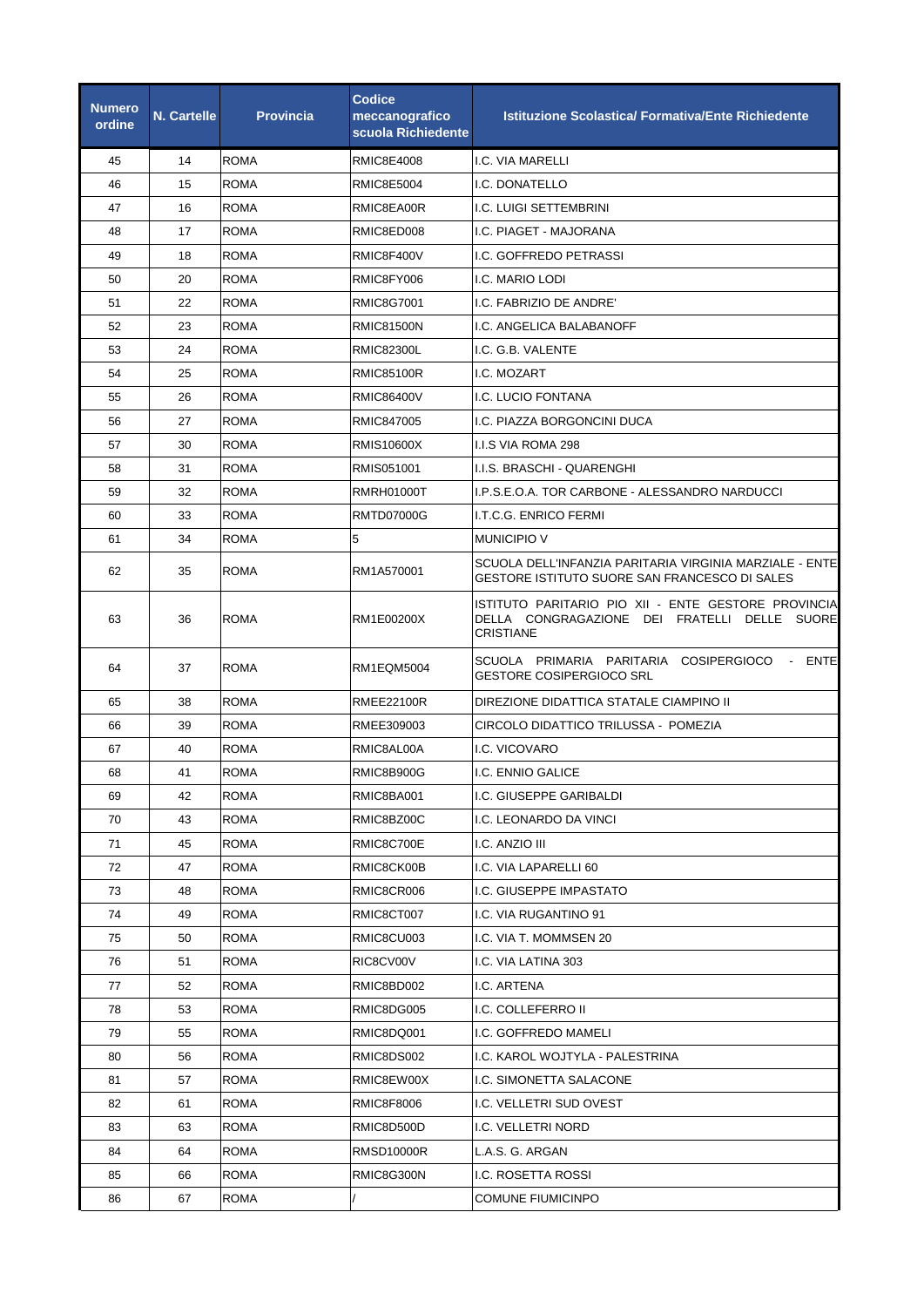| Numero ordine | N. Cartelle | Provincia | Codice meccanografico scuola Richiedente | Istituzione Scolastica/ Formativa/Ente Richiedente |
|---|---|---|---|---|
| 45 | 14 | ROMA | RMIC8E4008 | I.C. VIA MARELLI |
| 46 | 15 | ROMA | RMIC8E5004 | I.C. DONATELLO |
| 47 | 16 | ROMA | RMIC8EA00R | I.C. LUIGI SETTEMBRINI |
| 48 | 17 | ROMA | RMIC8ED008 | I.C. PIAGET - MAJORANA |
| 49 | 18 | ROMA | RMIC8F400V | I.C. GOFFREDO PETRASSI |
| 50 | 20 | ROMA | RMIC8FY006 | I.C. MARIO LODI |
| 51 | 22 | ROMA | RMIC8G7001 | I.C. FABRIZIO DE ANDRE' |
| 52 | 23 | ROMA | RMIC81500N | I.C. ANGELICA BALABANOFF |
| 53 | 24 | ROMA | RMIC82300L | I.C. G.B. VALENTE |
| 54 | 25 | ROMA | RMIC85100R | I.C. MOZART |
| 55 | 26 | ROMA | RMIC86400V | I.C. LUCIO FONTANA |
| 56 | 27 | ROMA | RMIC847005 | I.C. PIAZZA BORGONCINI DUCA |
| 57 | 30 | ROMA | RMIS10600X | I.I.S VIA ROMA 298 |
| 58 | 31 | ROMA | RMIS051001 | I.I.S. BRASCHI - QUARENGHI |
| 59 | 32 | ROMA | RMRH01000T | I.P.S.E.O.A. TOR CARBONE - ALESSANDRO NARDUCCI |
| 60 | 33 | ROMA | RMTD07000G | I.T.C.G. ENRICO FERMI |
| 61 | 34 | ROMA | 5 | MUNICIPIO V |
| 62 | 35 | ROMA | RM1A570001 | SCUOLA DELL'INFANZIA PARITARIA VIRGINIA MARZIALE - ENTE GESTORE ISTITUTO SUORE SAN FRANCESCO DI SALES |
| 63 | 36 | ROMA | RM1E00200X | ISTITUTO PARITARIO PIO XII - ENTE GESTORE PROVINCIA DELLA CONGRAGAZIONE DEI FRATELLI DELLE SUORE CRISTIANE |
| 64 | 37 | ROMA | RM1EQM5004 | SCUOLA PRIMARIA PARITARIA COSIPERGIOCO - ENTE GESTORE COSIPERGIOCO SRL |
| 65 | 38 | ROMA | RMEE22100R | DIREZIONE DIDATTICA STATALE CIAMPINO II |
| 66 | 39 | ROMA | RMEE309003 | CIRCOLO DIDATTICO TRILUSSA - POMEZIA |
| 67 | 40 | ROMA | RMIC8AL00A | I.C. VICOVARO |
| 68 | 41 | ROMA | RMIC8B900G | I.C. ENNIO GALICE |
| 69 | 42 | ROMA | RMIC8BA001 | I.C. GIUSEPPE GARIBALDI |
| 70 | 43 | ROMA | RMIC8BZ00C | I.C. LEONARDO DA VINCI |
| 71 | 45 | ROMA | RMIC8C700E | I.C. ANZIO III |
| 72 | 47 | ROMA | RMIC8CK00B | I.C. VIA LAPARELLI 60 |
| 73 | 48 | ROMA | RMIC8CR006 | I.C. GIUSEPPE IMPASTATO |
| 74 | 49 | ROMA | RMIC8CT007 | I.C. VIA RUGANTINO 91 |
| 75 | 50 | ROMA | RMIC8CU003 | I.C. VIA T. MOMMSEN 20 |
| 76 | 51 | ROMA | RIC8CV00V | I.C. VIA LATINA 303 |
| 77 | 52 | ROMA | RMIC8BD002 | I.C. ARTENA |
| 78 | 53 | ROMA | RMIC8DG005 | I.C. COLLEFERRO II |
| 79 | 55 | ROMA | RMIC8DQ001 | I.C. GOFFREDO MAMELI |
| 80 | 56 | ROMA | RMIC8DS002 | I.C. KAROL WOJTYLA - PALESTRINA |
| 81 | 57 | ROMA | RMIC8EW00X | I.C. SIMONETTA SALACONE |
| 82 | 61 | ROMA | RMIC8F8006 | I.C. VELLETRI SUD OVEST |
| 83 | 63 | ROMA | RMIC8D500D | I.C. VELLETRI NORD |
| 84 | 64 | ROMA | RMSD10000R | L.A.S. G. ARGAN |
| 85 | 66 | ROMA | RMIC8G300N | I.C. ROSETTA ROSSI |
| 86 | 67 | ROMA | / | COMUNE FIUMICINPO |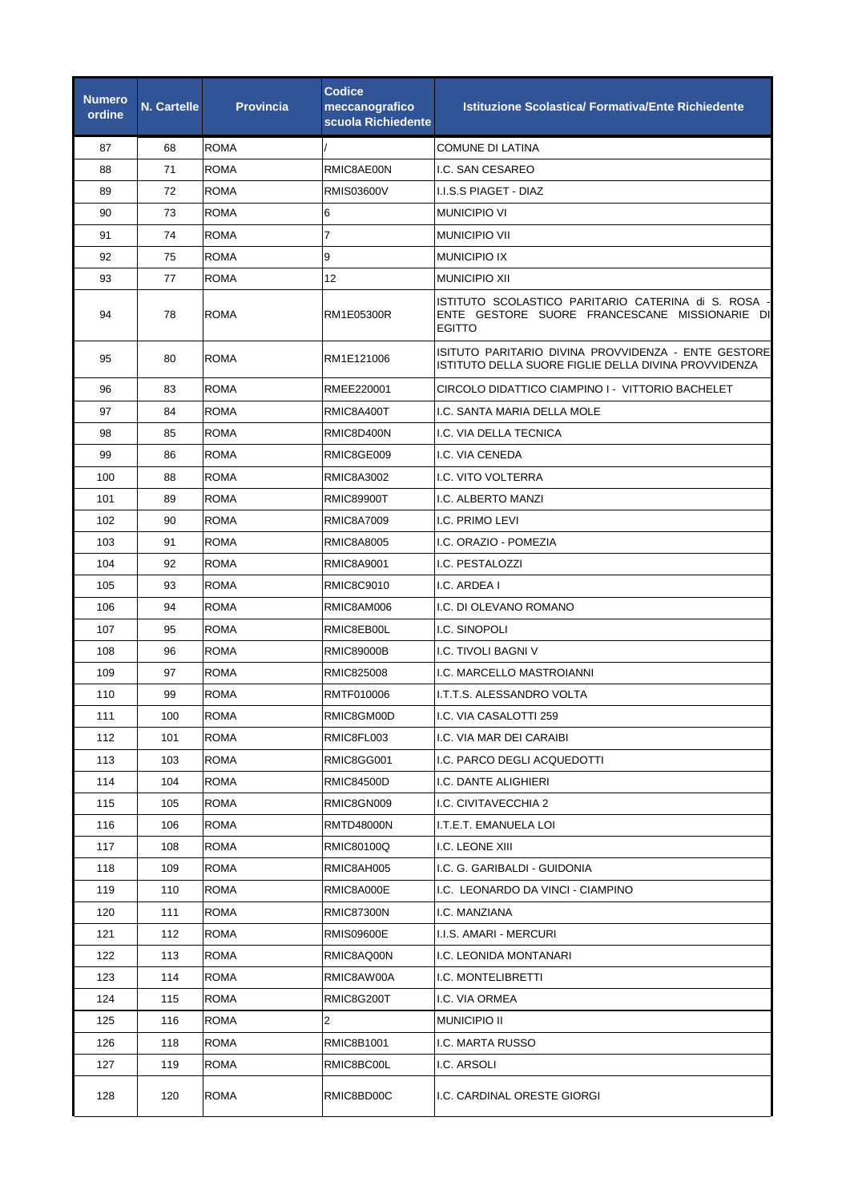| Numero ordine | N. Cartelle | Provincia | Codice meccanografico scuola Richiedente | Istituzione Scolastica/ Formativa/Ente Richiedente |
|---|---|---|---|---|
| 87 | 68 | ROMA | / | COMUNE DI LATINA |
| 88 | 71 | ROMA | RMIC8AE00N | I.C. SAN CESAREO |
| 89 | 72 | ROMA | RMIS03600V | I.I.S.S PIAGET - DIAZ |
| 90 | 73 | ROMA | 6 | MUNICIPIO VI |
| 91 | 74 | ROMA | 7 | MUNICIPIO VII |
| 92 | 75 | ROMA | 9 | MUNICIPIO IX |
| 93 | 77 | ROMA | 12 | MUNICIPIO XII |
| 94 | 78 | ROMA | RM1E05300R | ISTITUTO SCOLASTICO PARITARIO CATERINA di S. ROSA - ENTE GESTORE SUORE FRANCESCANE MISSIONARIE DI EGITTO |
| 95 | 80 | ROMA | RM1E121006 | ISITUTO PARITARIO DIVINA PROVVIDENZA - ENTE GESTORE ISTITUTO DELLA SUORE FIGLIE DELLA DIVINA PROVVIDENZA |
| 96 | 83 | ROMA | RMEE220001 | CIRCOLO DIDATTICO CIAMPINO I - VITTORIO BACHELET |
| 97 | 84 | ROMA | RMIC8A400T | I.C. SANTA MARIA DELLA MOLE |
| 98 | 85 | ROMA | RMIC8D400N | I.C. VIA DELLA TECNICA |
| 99 | 86 | ROMA | RMIC8GE009 | I.C. VIA CENEDA |
| 100 | 88 | ROMA | RMIC8A3002 | I.C. VITO VOLTERRA |
| 101 | 89 | ROMA | RMIC89900T | I.C. ALBERTO MANZI |
| 102 | 90 | ROMA | RMIC8A7009 | I.C. PRIMO LEVI |
| 103 | 91 | ROMA | RMIC8A8005 | I.C. ORAZIO - POMEZIA |
| 104 | 92 | ROMA | RMIC8A9001 | I.C. PESTALOZZI |
| 105 | 93 | ROMA | RMIC8C9010 | I.C. ARDEA I |
| 106 | 94 | ROMA | RMIC8AM006 | I.C. DI OLEVANO ROMANO |
| 107 | 95 | ROMA | RMIC8EB00L | I.C. SINOPOLI |
| 108 | 96 | ROMA | RMIC89000B | I.C. TIVOLI BAGNI V |
| 109 | 97 | ROMA | RMIC825008 | I.C. MARCELLO MASTROIANNI |
| 110 | 99 | ROMA | RMTF010006 | I.T.T.S. ALESSANDRO VOLTA |
| 111 | 100 | ROMA | RMIC8GM00D | I.C. VIA CASALOTTI 259 |
| 112 | 101 | ROMA | RMIC8FL003 | I.C. VIA MAR DEI CARAIBI |
| 113 | 103 | ROMA | RMIC8GG001 | I.C. PARCO DEGLI ACQUEDOTTI |
| 114 | 104 | ROMA | RMIC84500D | I.C. DANTE ALIGHIERI |
| 115 | 105 | ROMA | RMIC8GN009 | I.C. CIVITAVECCHIA 2 |
| 116 | 106 | ROMA | RMTD48000N | I.T.E.T. EMANUELA LOI |
| 117 | 108 | ROMA | RMIC80100Q | I.C. LEONE XIII |
| 118 | 109 | ROMA | RMIC8AH005 | I.C. G. GARIBALDI - GUIDONIA |
| 119 | 110 | ROMA | RMIC8A000E | I.C. LEONARDO DA VINCI - CIAMPINO |
| 120 | 111 | ROMA | RMIC87300N | I.C. MANZIANA |
| 121 | 112 | ROMA | RMIS09600E | I.I.S. AMARI - MERCURI |
| 122 | 113 | ROMA | RMIC8AQ00N | I.C. LEONIDA MONTANARI |
| 123 | 114 | ROMA | RMIC8AW00A | I.C. MONTELIBRETTI |
| 124 | 115 | ROMA | RMIC8G200T | I.C. VIA ORMEA |
| 125 | 116 | ROMA | 2 | MUNICIPIO II |
| 126 | 118 | ROMA | RMIC8B1001 | I.C. MARTA RUSSO |
| 127 | 119 | ROMA | RMIC8BC00L | I.C. ARSOLI |
| 128 | 120 | ROMA | RMIC8BD00C | I.C. CARDINAL ORESTE GIORGI |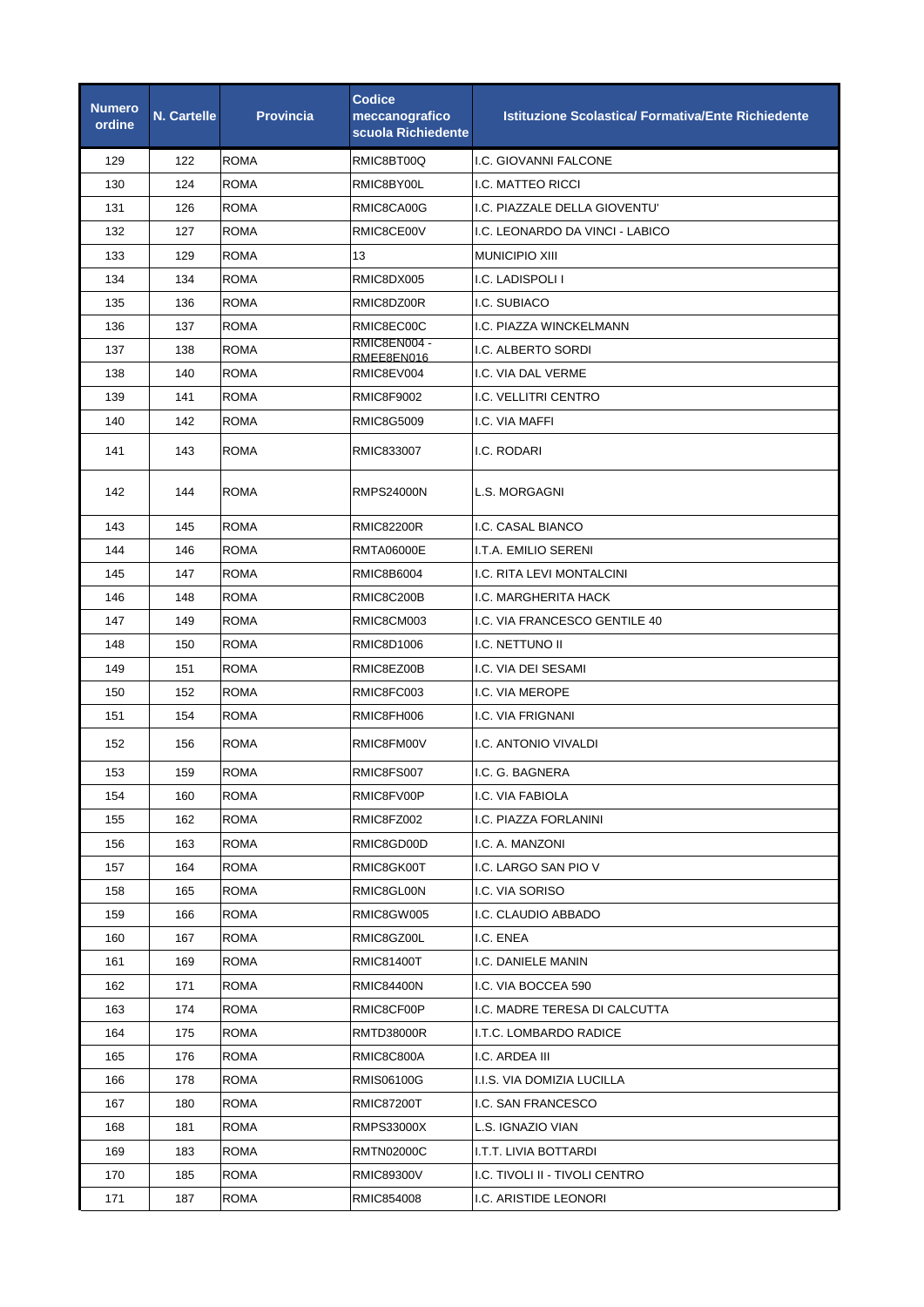| Numero ordine | N. Cartelle | Provincia | Codice meccanografico scuola Richiedente | Istituzione Scolastica/ Formativa/Ente Richiedente |
|---|---|---|---|---|
| 129 | 122 | ROMA | RMIC8BT00Q | I.C. GIOVANNI FALCONE |
| 130 | 124 | ROMA | RMIC8BY00L | I.C. MATTEO RICCI |
| 131 | 126 | ROMA | RMIC8CA00G | I.C. PIAZZALE DELLA GIOVENTU' |
| 132 | 127 | ROMA | RMIC8CE00V | I.C. LEONARDO DA VINCI - LABICO |
| 133 | 129 | ROMA | 13 | MUNICIPIO XIII |
| 134 | 134 | ROMA | RMIC8DX005 | I.C. LADISPOLI I |
| 135 | 136 | ROMA | RMIC8DZ00R | I.C. SUBIACO |
| 136 | 137 | ROMA | RMIC8EC00C | I.C. PIAZZA WINCKELMANN |
| 137 | 138 | ROMA | RMIC8EN004 - RMEE8EN016 | I.C. ALBERTO SORDI |
| 138 | 140 | ROMA | RMIC8EV004 | I.C. VIA DAL VERME |
| 139 | 141 | ROMA | RMIC8F9002 | I.C. VELLITRI CENTRO |
| 140 | 142 | ROMA | RMIC8G5009 | I.C. VIA MAFFI |
| 141 | 143 | ROMA | RMIC833007 | I.C. RODARI |
| 142 | 144 | ROMA | RMPS24000N | L.S. MORGAGNI |
| 143 | 145 | ROMA | RMIC82200R | I.C. CASAL BIANCO |
| 144 | 146 | ROMA | RMTA06000E | I.T.A. EMILIO SERENI |
| 145 | 147 | ROMA | RMIC8B6004 | I.C. RITA LEVI MONTALCINI |
| 146 | 148 | ROMA | RMIC8C200B | I.C. MARGHERITA HACK |
| 147 | 149 | ROMA | RMIC8CM003 | I.C. VIA FRANCESCO GENTILE 40 |
| 148 | 150 | ROMA | RMIC8D1006 | I.C. NETTUNO II |
| 149 | 151 | ROMA | RMIC8EZ00B | I.C. VIA DEI SESAMI |
| 150 | 152 | ROMA | RMIC8FC003 | I.C. VIA MEROPE |
| 151 | 154 | ROMA | RMIC8FH006 | I.C. VIA FRIGNANI |
| 152 | 156 | ROMA | RMIC8FM00V | I.C. ANTONIO VIVALDI |
| 153 | 159 | ROMA | RMIC8FS007 | I.C. G. BAGNERA |
| 154 | 160 | ROMA | RMIC8FV00P | I.C. VIA FABIOLA |
| 155 | 162 | ROMA | RMIC8FZ002 | I.C. PIAZZA FORLANINI |
| 156 | 163 | ROMA | RMIC8GD00D | I.C. A. MANZONI |
| 157 | 164 | ROMA | RMIC8GK00T | I.C. LARGO SAN PIO V |
| 158 | 165 | ROMA | RMIC8GL00N | I.C. VIA SORISO |
| 159 | 166 | ROMA | RMIC8GW005 | I.C. CLAUDIO ABBADO |
| 160 | 167 | ROMA | RMIC8GZ00L | I.C. ENEA |
| 161 | 169 | ROMA | RMIC81400T | I.C. DANIELE MANIN |
| 162 | 171 | ROMA | RMIC84400N | I.C. VIA BOCCEA 590 |
| 163 | 174 | ROMA | RMIC8CF00P | I.C. MADRE TERESA DI CALCUTTA |
| 164 | 175 | ROMA | RMTD38000R | I.T.C. LOMBARDO RADICE |
| 165 | 176 | ROMA | RMIC8C800A | I.C. ARDEA III |
| 166 | 178 | ROMA | RMIS06100G | I.I.S. VIA DOMIZIA LUCILLA |
| 167 | 180 | ROMA | RMIC87200T | I.C. SAN FRANCESCO |
| 168 | 181 | ROMA | RMPS33000X | L.S. IGNAZIO VIAN |
| 169 | 183 | ROMA | RMTN02000C | I.T.T. LIVIA BOTTARDI |
| 170 | 185 | ROMA | RMIC89300V | I.C. TIVOLI II - TIVOLI CENTRO |
| 171 | 187 | ROMA | RMIC854008 | I.C. ARISTIDE LEONORI |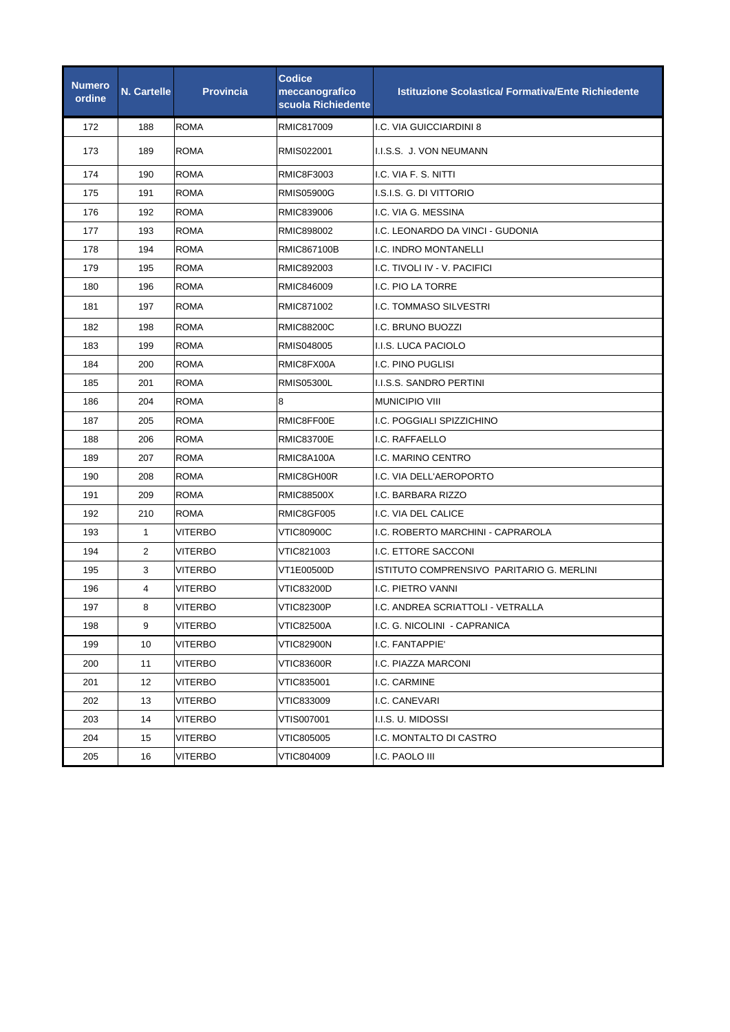| Numero ordine | N. Cartelle | Provincia | Codice meccanografico scuola Richiedente | Istituzione Scolastica/ Formativa/Ente Richiedente |
|---|---|---|---|---|
| 172 | 188 | ROMA | RMIC817009 | I.C. VIA GUICCIARDINI 8 |
| 173 | 189 | ROMA | RMIS022001 | I.I.S.S. J. VON NEUMANN |
| 174 | 190 | ROMA | RMIC8F3003 | I.C. VIA F. S. NITTI |
| 175 | 191 | ROMA | RMIS05900G | I.S.I.S. G. DI VITTORIO |
| 176 | 192 | ROMA | RMIC839006 | I.C. VIA G. MESSINA |
| 177 | 193 | ROMA | RMIC898002 | I.C. LEONARDO DA VINCI - GUDONIA |
| 178 | 194 | ROMA | RMIC867100B | I.C. INDRO MONTANELLI |
| 179 | 195 | ROMA | RMIC892003 | I.C. TIVOLI IV - V. PACIFICI |
| 180 | 196 | ROMA | RMIC846009 | I.C. PIO LA TORRE |
| 181 | 197 | ROMA | RMIC871002 | I.C. TOMMASO SILVESTRI |
| 182 | 198 | ROMA | RMIC88200C | I.C. BRUNO BUOZZI |
| 183 | 199 | ROMA | RMIS048005 | I.I.S. LUCA PACIOLO |
| 184 | 200 | ROMA | RMIC8FX00A | I.C. PINO PUGLISI |
| 185 | 201 | ROMA | RMIS05300L | I.I.S.S. SANDRO PERTINI |
| 186 | 204 | ROMA | 8 | MUNICIPIO VIII |
| 187 | 205 | ROMA | RMIC8FF00E | I.C. POGGIALI SPIZZICHINO |
| 188 | 206 | ROMA | RMIC83700E | I.C. RAFFAELLO |
| 189 | 207 | ROMA | RMIC8A100A | I.C. MARINO CENTRO |
| 190 | 208 | ROMA | RMIC8GH00R | I.C. VIA DELL'AEROPORTO |
| 191 | 209 | ROMA | RMIC88500X | I.C. BARBARA RIZZO |
| 192 | 210 | ROMA | RMIC8GF005 | I.C. VIA DEL CALICE |
| 193 | 1 | VITERBO | VTIC80900C | I.C. ROBERTO MARCHINI - CAPRAROLA |
| 194 | 2 | VITERBO | VTIC821003 | I.C. ETTORE SACCONI |
| 195 | 3 | VITERBO | VT1E00500D | ISTITUTO COMPRENSIVO PARITARIO G. MERLINI |
| 196 | 4 | VITERBO | VTIC83200D | I.C. PIETRO VANNI |
| 197 | 8 | VITERBO | VTIC82300P | I.C. ANDREA SCRIATTOLI - VETRALLA |
| 198 | 9 | VITERBO | VTIC82500A | I.C. G. NICOLINI - CAPRANICA |
| 199 | 10 | VITERBO | VTIC82900N | I.C. FANTAPPIE' |
| 200 | 11 | VITERBO | VTIC83600R | I.C. PIAZZA MARCONI |
| 201 | 12 | VITERBO | VTIC835001 | I.C. CARMINE |
| 202 | 13 | VITERBO | VTIC833009 | I.C. CANEVARI |
| 203 | 14 | VITERBO | VTIS007001 | I.I.S. U. MIDOSSI |
| 204 | 15 | VITERBO | VTIC805005 | I.C. MONTALTO DI CASTRO |
| 205 | 16 | VITERBO | VTIC804009 | I.C. PAOLO III |